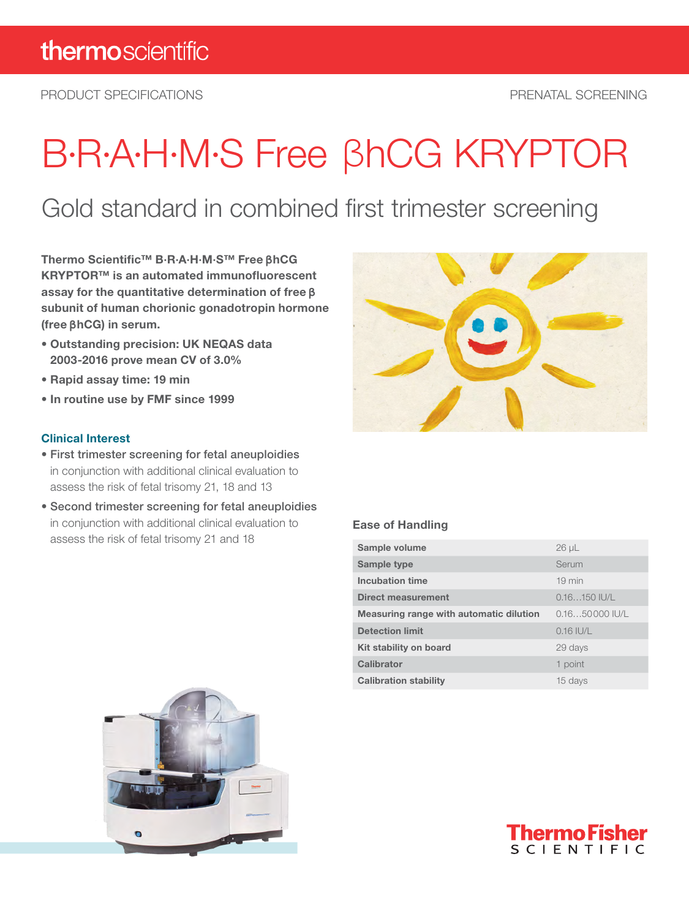PRODUCT SPECIFICATIONS

PRENATAL SCREENING

# B·R·A·H·M·S Free βhCG KRYPTOR

## Gold standard in combined first trimester screening

**Thermo Scientific™ B·R·A·H·M·S™ Free βhCG KRYPTOR™ is an automated immunofluorescent assay for the quantitative determination of free β subunit of human chorionic gonadotropin hormone (free βhCG) in serum.**

- **Outstanding precision: UK NEQAS data 2003-2016 prove mean CV of 3.0%**
- **Rapid assay time: 19 min**
- **In routine use by FMF since 1999**

### Clinical Interest

- **First trimester screening for fetal aneuploidies** in conjunction with additional clinical evaluation to assess the risk of fetal trisomy 21, 18 and 13
- **Second trimester screening for fetal aneuploidies** in conjunction with additional clinical evaluation to assess the risk of fetal trisomy 21 and 18

### Ease of Handling

| | |
|---|---|
| **Sample volume** | 26 µL |
| **Sample type** | Serum |
| **Incubation time** | 19 min |
| **Direct measurement** | 0.16…150 IU/L |
| **Measuring range with automatic dilution** | 0.16…50000 IU/L |
| **Detection limit** | 0.16 IU/L |
| **Kit stability on board** | 29 days |
| **Calibrator** | 1 point |
| **Calibration stability** | 15 days |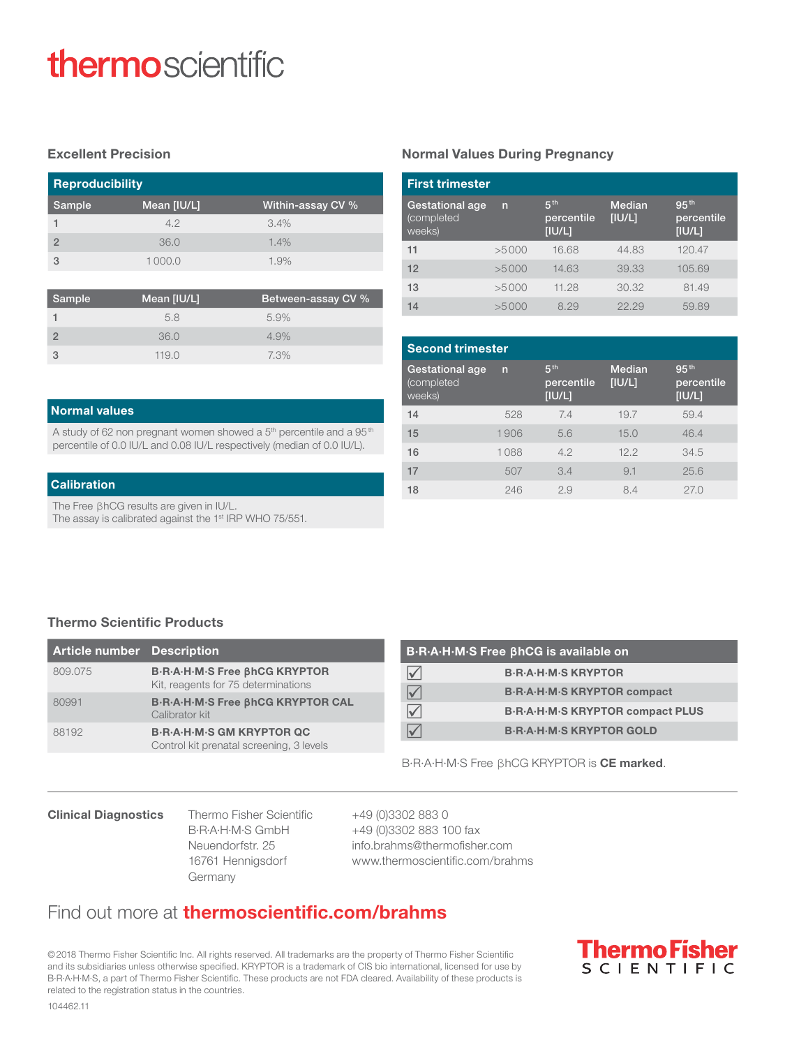thermoscientific

## Excellent Precision

**Reproducibility**

| Sample | Mean [IU/L] | Within-assay CV % |
|---|---|---|
| 1 | 4.2 | 3.4% |
| 2 | 36.0 | 1.4% |
| 3 | 1 000.0 | 1.9% |

| Sample | Mean [IU/L] | Between-assay CV % |
|---|---|---|
| 1 | 5.8 | 5.9% |
| 2 | 36.0 | 4.9% |
| 3 | 119.0 | 7.3% |

**Normal values**

A study of 62 non pregnant women showed a 5th percentile and a 95th percentile of 0.0 IU/L and 0.08 IU/L respectively (median of 0.0 IU/L).

**Calibration**

The Free βhCG results are given in IU/L.
The assay is calibrated against the 1st IRP WHO 75/551.

## Normal Values During Pregnancy

**First trimester**

| Gestational age (completed weeks) | n | 5th percentile [IU/L] | Median [IU/L] | 95th percentile [IU/L] |
|---|---|---|---|---|
| 11 | >5 000 | 16.68 | 44.83 | 120.47 |
| 12 | >5 000 | 14.63 | 39.33 | 105.69 |
| 13 | >5 000 | 11.28 | 30.32 | 81.49 |
| 14 | >5 000 | 8.29 | 22.29 | 59.89 |

**Second trimester**

| Gestational age (completed weeks) | n | 5th percentile [IU/L] | Median [IU/L] | 95th percentile [IU/L] |
|---|---|---|---|---|
| 14 | 528 | 7.4 | 19.7 | 59.4 |
| 15 | 1 906 | 5.6 | 15.0 | 46.4 |
| 16 | 1 088 | 4.2 | 12.2 | 34.5 |
| 17 | 507 | 3.4 | 9.1 | 25.6 |
| 18 | 246 | 2.9 | 8.4 | 27.0 |

## Thermo Scientific Products

| Article number | Description |
|---|---|
| 809.075 | **B·R·A·H·M·S Free βhCG KRYPTOR** Kit, reagents for 75 determinations |
| 80991 | **B·R·A·H·M·S Free βhCG KRYPTOR CAL** Calibrator kit |
| 88192 | **B·R·A·H·M·S GM KRYPTOR QC** Control kit prenatal screening, 3 levels |

**B·R·A·H·M·S Free βhCG is available on**

| | |
|---|---|
| ☑ | **B·R·A·H·M·S KRYPTOR** |
| ☑ | **B·R·A·H·M·S KRYPTOR compact** |
| ☑ | **B·R·A·H·M·S KRYPTOR compact PLUS** |
| ☑ | **B·R·A·H·M·S KRYPTOR GOLD** |

B·R·A·H·M·S Free βhCG KRYPTOR is **CE marked**.

**Clinical Diagnostics**

Thermo Fisher Scientific
B·R·A·H·M·S GmbH
Neuendorfstr. 25
16761 Hennigsdorf
Germany

+49 (0)3302 883 0
+49 (0)3302 883 100 fax
info.brahms@thermofisher.com
www.thermoscientific.com/brahms

Find out more at **thermoscientific.com/brahms**

©2018 Thermo Fisher Scientific Inc. All rights reserved. All trademarks are the property of Thermo Fisher Scientific and its subsidiaries unless otherwise specified. KRYPTOR is a trademark of CIS bio international, licensed for use by B·R·A·H·M·S, a part of Thermo Fisher Scientific. These products are not FDA cleared. Availability of these products is related to the registration status in the countries.

104462.11

ThermoFisher SCIENTIFIC